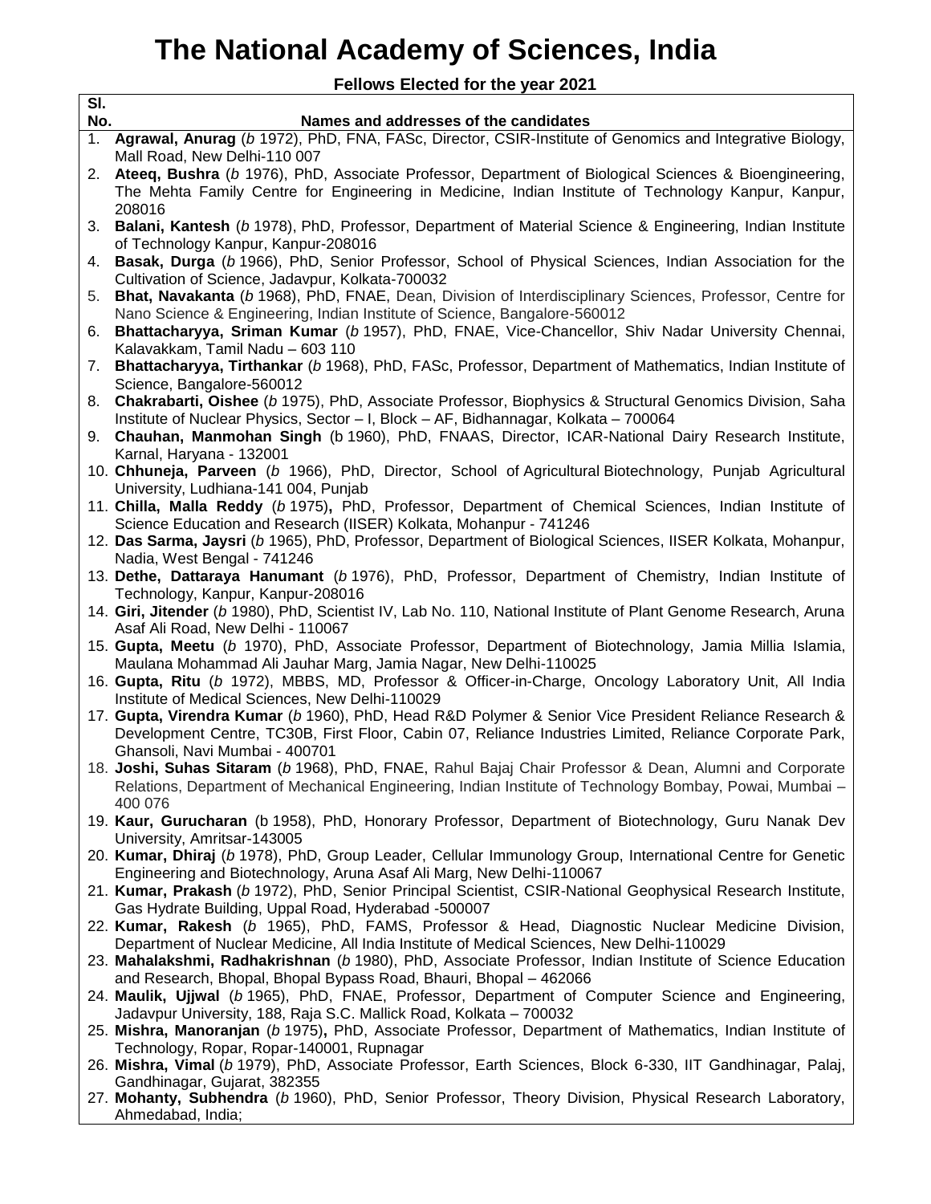# The National Academy of Sciences, India

**Fellows Elected for the year 2021**

| Sl. No. | Names and addresses of the candidates |
|---|---|
| 1. | **Agrawal, Anurag** (*b* 1972), PhD, FNA, FASc, Director, CSIR-Institute of Genomics and Integrative Biology, Mall Road, New Delhi-110 007 |
| 2. | **Ateeq, Bushra** (*b* 1976), PhD, Associate Professor, Department of Biological Sciences & Bioengineering, The Mehta Family Centre for Engineering in Medicine, Indian Institute of Technology Kanpur, Kanpur, 208016 |
| 3. | **Balani, Kantesh** (*b* 1978), PhD, Professor, Department of Material Science & Engineering, Indian Institute of Technology Kanpur, Kanpur-208016 |
| 4. | **Basak, Durga** (*b* 1966), PhD, Senior Professor, School of Physical Sciences, Indian Association for the Cultivation of Science, Jadavpur, Kolkata-700032 |
| 5. | **Bhat, Navakanta** (*b* 1968), PhD, FNAE, Dean, Division of Interdisciplinary Sciences, Professor, Centre for Nano Science & Engineering, Indian Institute of Science, Bangalore-560012 |
| 6. | **Bhattacharyya, Sriman Kumar** (*b* 1957), PhD, FNAE, Vice-Chancellor, Shiv Nadar University Chennai, Kalavakkam, Tamil Nadu – 603 110 |
| 7. | **Bhattacharyya, Tirthankar** (*b* 1968), PhD, FASc, Professor, Department of Mathematics, Indian Institute of Science, Bangalore-560012 |
| 8. | **Chakrabarti, Oishee** (*b* 1975), PhD, Associate Professor, Biophysics & Structural Genomics Division, Saha Institute of Nuclear Physics, Sector – I, Block – AF, Bidhannagar, Kolkata – 700064 |
| 9. | **Chauhan, Manmohan Singh** (b 1960), PhD, FNAAS, Director, ICAR-National Dairy Research Institute, Karnal, Haryana - 132001 |
| 10. | **Chhuneja, Parveen** (*b* 1966), PhD, Director, School of Agricultural Biotechnology, Punjab Agricultural University, Ludhiana-141 004, Punjab |
| 11. | **Chilla, Malla Reddy** (*b* 1975)**,** PhD, Professor, Department of Chemical Sciences, Indian Institute of Science Education and Research (IISER) Kolkata, Mohanpur - 741246 |
| 12. | **Das Sarma, Jaysri** (*b* 1965), PhD, Professor, Department of Biological Sciences, IISER Kolkata, Mohanpur, Nadia, West Bengal - 741246 |
| 13. | **Dethe, Dattaraya Hanumant** (*b* 1976), PhD, Professor, Department of Chemistry, Indian Institute of Technology, Kanpur, Kanpur-208016 |
| 14. | **Giri, Jitender** (*b* 1980), PhD, Scientist IV, Lab No. 110, National Institute of Plant Genome Research, Aruna Asaf Ali Road, New Delhi - 110067 |
| 15. | **Gupta, Meetu** (*b* 1970), PhD, Associate Professor, Department of Biotechnology, Jamia Millia Islamia, Maulana Mohammad Ali Jauhar Marg, Jamia Nagar, New Delhi-110025 |
| 16. | **Gupta, Ritu** (*b* 1972), MBBS, MD, Professor & Officer-in-Charge, Oncology Laboratory Unit, All India Institute of Medical Sciences, New Delhi-110029 |
| 17. | **Gupta, Virendra Kumar** (*b* 1960), PhD, Head R&D Polymer & Senior Vice President Reliance Research & Development Centre, TC30B, First Floor, Cabin 07, Reliance Industries Limited, Reliance Corporate Park, Ghansoli, Navi Mumbai - 400701 |
| 18. | **Joshi, Suhas Sitaram** (*b* 1968), PhD, FNAE, Rahul Bajaj Chair Professor & Dean, Alumni and Corporate Relations, Department of Mechanical Engineering, Indian Institute of Technology Bombay, Powai, Mumbai – 400 076 |
| 19. | **Kaur, Gurucharan** (b 1958), PhD, Honorary Professor, Department of Biotechnology, Guru Nanak Dev University, Amritsar-143005 |
| 20. | **Kumar, Dhiraj** (*b* 1978), PhD, Group Leader, Cellular Immunology Group, International Centre for Genetic Engineering and Biotechnology, Aruna Asaf Ali Marg, New Delhi-110067 |
| 21. | **Kumar, Prakash** (*b* 1972), PhD, Senior Principal Scientist, CSIR-National Geophysical Research Institute, Gas Hydrate Building, Uppal Road, Hyderabad -500007 |
| 22. | **Kumar, Rakesh** (*b* 1965), PhD, FAMS, Professor & Head, Diagnostic Nuclear Medicine Division, Department of Nuclear Medicine, All India Institute of Medical Sciences, New Delhi-110029 |
| 23. | **Mahalakshmi, Radhakrishnan** (*b* 1980), PhD, Associate Professor, Indian Institute of Science Education and Research, Bhopal, Bhopal Bypass Road, Bhauri, Bhopal – 462066 |
| 24. | **Maulik, Ujjwal** (*b* 1965), PhD, FNAE, Professor, Department of Computer Science and Engineering, Jadavpur University, 188, Raja S.C. Mallick Road, Kolkata – 700032 |
| 25. | **Mishra, Manoranjan** (*b* 1975)**,** PhD, Associate Professor, Department of Mathematics, Indian Institute of Technology, Ropar, Ropar-140001, Rupnagar |
| 26. | **Mishra, Vimal** (*b* 1979), PhD, Associate Professor, Earth Sciences, Block 6-330, IIT Gandhinagar, Palaj, Gandhinagar, Gujarat, 382355 |
| 27. | **Mohanty, Subhendra** (*b* 1960), PhD, Senior Professor, Theory Division, Physical Research Laboratory, Ahmedabad, India; |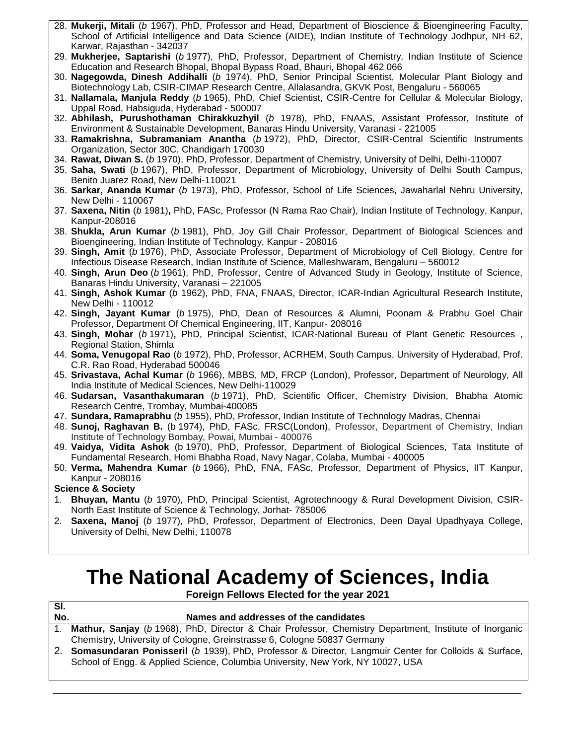28. **Mukerji, Mitali** (*b* 1967), PhD, Professor and Head, Department of Bioscience & Bioengineering Faculty, School of Artificial Intelligence and Data Science (AIDE), Indian Institute of Technology Jodhpur, NH 62, Karwar, Rajasthan - 342037
29. **Mukherjee, Saptarishi** (*b* 1977), PhD, Professor, Department of Chemistry, Indian Institute of Science Education and Research Bhopal, Bhopal Bypass Road, Bhauri, Bhopal 462 066
30. **Nagegowda, Dinesh Addihalli** (*b* 1974), PhD, Senior Principal Scientist, Molecular Plant Biology and Biotechnology Lab, CSIR-CIMAP Research Centre, Allalasandra, GKVK Post, Bengaluru - 560065
31. **Nallamala, Manjula Reddy** (*b* 1965), PhD, Chief Scientist, CSIR-Centre for Cellular & Molecular Biology, Uppal Road, Habsiguda, Hyderabad - 500007
32. **Abhilash, Purushothaman Chirakkuzhyil** (*b* 1978), PhD, FNAAS, Assistant Professor, Institute of Environment & Sustainable Development, Banaras Hindu University, Varanasi - 221005
33. **Ramakrishna, Subramaniam Anantha** (*b* 1972), PhD, Director, CSIR-Central Scientific Instruments Organization, Sector 30C, Chandigarh 170030
34. **Rawat, Diwan S.** (*b* 1970), PhD, Professor, Department of Chemistry, University of Delhi, Delhi-110007
35. **Saha, Swati** (*b* 1967), PhD, Professor, Department of Microbiology, University of Delhi South Campus, Benito Juarez Road, New Delhi-110021
36. **Sarkar, Ananda Kumar** (*b* 1973), PhD, Professor, School of Life Sciences, Jawaharlal Nehru University, New Delhi - 110067
37. **Saxena, Nitin** (*b* 1981)**,** PhD, FASc, Professor (N Rama Rao Chair), Indian Institute of Technology, Kanpur, Kanpur-208016
38. **Shukla, Arun Kumar** (*b* 1981), PhD, Joy Gill Chair Professor, Department of Biological Sciences and Bioengineering, Indian Institute of Technology, Kanpur - 208016
39. **Singh, Amit** (*b* 1976), PhD, Associate Professor, Department of Microbiology of Cell Biology, Centre for Infectious Disease Research, Indian Institute of Science, Malleshwaram, Bengaluru – 560012
40. **Singh, Arun Deo** (*b* 1961), PhD, Professor, Centre of Advanced Study in Geology, Institute of Science, Banaras Hindu University, Varanasi – 221005
41. **Singh, Ashok Kumar** (*b* 1962), PhD, FNA, FNAAS, Director, ICAR-Indian Agricultural Research Institute, New Delhi - 110012
42. **Singh, Jayant Kumar** (*b* 1975), PhD, Dean of Resources & Alumni, Poonam & Prabhu Goel Chair Professor, Department Of Chemical Engineering, IIT, Kanpur- 208016
43. **Singh, Mohar** (*b* 1971)**,** PhD, Principal Scientist, ICAR-National Bureau of Plant Genetic Resources , Regional Station, Shimla
44. **Soma, Venugopal Rao** (*b* 1972), PhD, Professor, ACRHEM, South Campus, University of Hyderabad, Prof. C.R. Rao Road, Hyderabad 500046
45. **Srivastava, Achal Kumar** (*b* 1966), MBBS, MD, FRCP (London), Professor, Department of Neurology, All India Institute of Medical Sciences, New Delhi-110029
46. **Sudarsan, Vasanthakumaran** (*b* 1971), PhD, Scientific Officer, Chemistry Division, Bhabha Atomic Research Centre, Trombay, Mumbai-400085
47. **Sundara, Ramaprabhu** (*b* 1955), PhD, Professor, Indian Institute of Technology Madras, Chennai
48. **Sunoj, Raghavan B.** (b 1974), PhD, FASc, FRSC(London), Professor, Department of Chemistry, Indian Institute of Technology Bombay, Powai, Mumbai - 400076
49. **Vaidya, Vidita Ashok** (b 1970), PhD, Professor, Department of Biological Sciences, Tata Institute of Fundamental Research, Homi Bhabha Road, Navy Nagar, Colaba, Mumbai - 400005
50. **Verma, Mahendra Kumar** (*b* 1966), PhD, FNA, FASc, Professor, Department of Physics, IIT Kanpur, Kanpur - 208016

**Science & Society**

1. **Bhuyan, Mantu** (*b* 1970), PhD, Principal Scientist, Agrotechnoogy & Rural Development Division, CSIR-North East Institute of Science & Technology, Jorhat- 785006
2. **Saxena, Manoj** (*b* 1977), PhD, Professor, Department of Electronics, Deen Dayal Upadhyaya College, University of Delhi, New Delhi, 110078

# The National Academy of Sciences, India

**Foreign Fellows Elected for the year 2021**

| Sl. No. | Names and addresses of the candidates |
|---|---|
| 1. | **Mathur, Sanjay** (*b* 1968), PhD, Director & Chair Professor, Chemistry Department, Institute of Inorganic Chemistry, University of Cologne, Greinstrasse 6, Cologne 50837 Germany |
| 2. | **Somasundaran Ponisseril** (*b* 1939), PhD, Professor & Director, Langmuir Center for Colloids & Surface, School of Engg. & Applied Science, Columbia University, New York, NY 10027, USA |